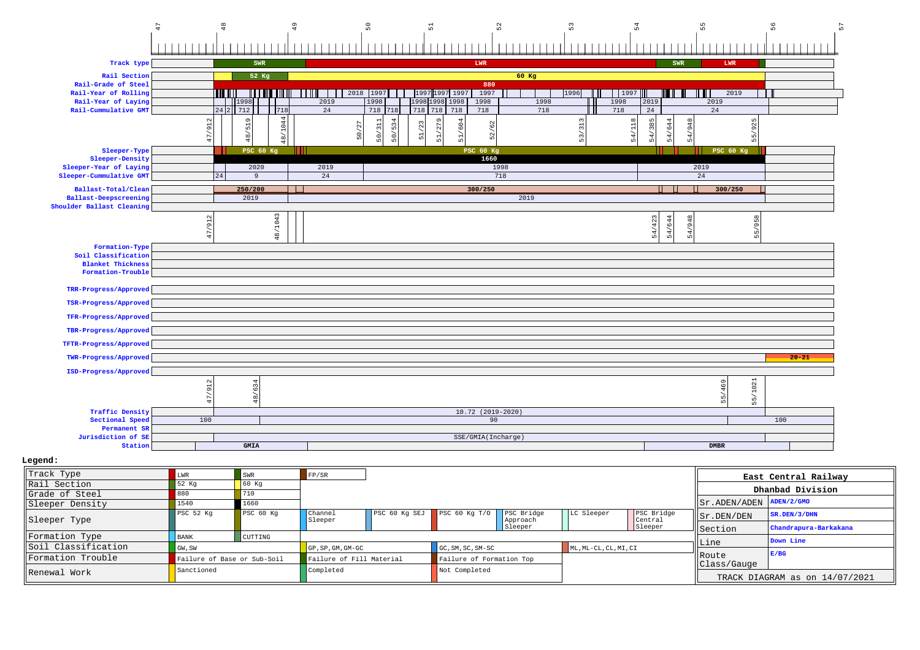47 48 49 50 51 52 53 54 55 56 57

Track type: SWR | LWR | SWR | LWR

Rail Section: 52 Kg | 60 Kg

Rail-Grade of Steel: 880

Rail-Year of Rolling: 2018 | 1997 | 1997 | 1997 | 1997 | 1997 | 1996 | 1997 | 2019

Rail-Year of Laying: 1998 | 2019 | 1998 | 1998 | 1998 | 1998 | 1998 | 1998 | 1998 | 2019 | 2019

Rail-Cummulative GMT: 24 | 2 | 712 | 718 | 24 | 718 | 718 | 718 | 718 | 718 | 718 | 718 | 718 | 24 | 24

47/912 48/519 48/1044 50/27 50/311 50/534 51/23 51/279 51/604 52/62 53/313 54/118 54/385 54/644 54/948 55/925

Sleeper-Type: PSC 60 Kg | PSC 60 Kg | PSC 60 Kg

Sleeper-Density: 1660

Sleeper-Year of Laying: 2020 | 2019 | 1998 | 2019

Sleeper-Cummulative GMT: 24 | 9 | 24 | 718 | 24

Ballast-Total/Clean: 250/200 | 300/250 | 300/250

Ballast-Deepscreening: 2019 | 2019

Shoulder Ballast Cleaning

47/912 48/1043 54/423 54/644 54/948 55/958

Formation-Type

Soil Classification

Blanket Thickness

Formation-Trouble

TRR-Progress/Approved

TSR-Progress/Approved

TFR-Progress/Approved

TBR-Progress/Approved

TFTR-Progress/Approved

TWR-Progress/Approved: 20-21

ISD-Progress/Approved

47/912 48/634 55/469 55/1021

Traffic Density: 10.72 (2019-2020)

Sectional Speed: 100 | 90 | 100

Permanent SR

Jurisdiction of SE: SSE/GMIA(Incharge)

Station: GMIA | DMBR

**Legend:**

| | | | | | | | | |
|---|---|---|---|---|---|---|---|---|
| Track Type | LWR | SWR | FP/SR | | | | | |
| Rail Section | 52 Kg | 60 Kg | | | | | | |
| Grade of Steel | 880 | 710 | | | | | | |
| Sleeper Density | 1540 | 1660 | | | | | | |
| Sleeper Type | PSC 52 Kg | PSC 60 Kg | Channel Sleeper | PSC 60 Kg SEJ | PSC 60 Kg T/O | PSC Bridge Approach Sleeper | LC Sleeper | PSC Bridge Central Sleeper |
| Formation Type | BANK | CUTTING | | | | | | |
| Soil Classification | GW, SW | | GP, SP, GM, GM-GC | | GC, SM, SC, SM-SC | | ML, ML-CL, CL, MI, CI | |
| Formation Trouble | Failure of Base or Sub-Soil | | Failure of Fill Material | | Failure of Formation Top | | | |
| Renewal Work | Sanctioned | | Completed | | Not Completed | | | |

| East Central Railway | |
|---|---|
| Dhanbad Division | |
| Sr.ADEN/ADEN | ADEN/2/GMO |
| Sr.DEN/DEN | SR.DEN/3/DHN |
| Section | Chandrapura-Barkakana |
| Line | Down Line |
| Route Class/Gauge | E/BG |
| TRACK DIAGRAM as on 14/07/2021 | |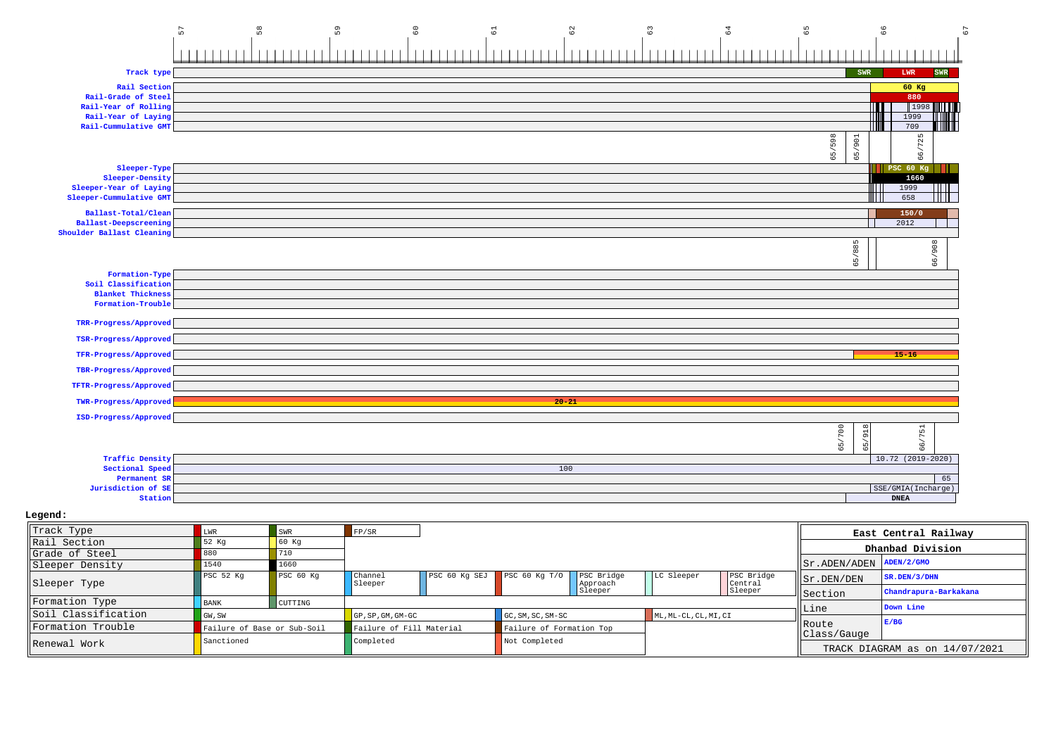57 58 59 60 61 62 63 64 65 66 67

Track type: SWR | LWR | SWR

Rail Section: 60 Kg

Rail-Grade of Steel: 880

Rail-Year of Rolling: 1998

Rail-Year of Laying: 1999

Rail-Cummulative GMT: 709

65/598 65/901 66/725

Sleeper-Type: PSC 60 Kg

Sleeper-Density: 1660

Sleeper-Year of Laying: 1999

Sleeper-Cummulative GMT: 658

Ballast-Total/Clean: 150/0

Ballast-Deepscreening: 2012

Shoulder Ballast Cleaning

65/885 66/988

Formation-Type

Soil Classification

Blanket Thickness

Formation-Trouble

TRR-Progress/Approved

TSR-Progress/Approved

TFR-Progress/Approved: 15-16

TBR-Progress/Approved

TFTR-Progress/Approved

TWR-Progress/Approved: 20-21

ISD-Progress/Approved

65/700 65/918 66/751

Traffic Density: 10.72 (2019-2020)

Sectional Speed: 100

Permanent SR: 65

Jurisdiction of SE: SSE/GMIA(Incharge)

Station: DNEA

**Legend:**

| | | | | | | | |
|---|---|---|---|---|---|---|---|
| Track Type | LWR | SWR | FP/SR | | | | |
| Rail Section | 52 Kg | 60 Kg | | | | | |
| Grade of Steel | 880 | 710 | | | | | |
| Sleeper Density | 1540 | 1660 | | | | | |
| Sleeper Type | PSC 52 Kg | PSC 60 Kg | Channel Sleeper | PSC 60 Kg SEJ | PSC 60 Kg T/O | PSC Bridge Approach Sleeper | LC Sleeper | PSC Bridge Central Sleeper |
| Formation Type | BANK | CUTTING | | | | | |
| Soil Classification | GW,SW | | GP,SP,GM,GM-GC | | GC,SM,SC,SM-SC | | ML,ML-CL,CL,MI,CI |
| Formation Trouble | Failure of Base or Sub-Soil | | Failure of Fill Material | | Failure of Formation Top | | |
| Renewal Work | Sanctioned | | Completed | | Not Completed | | |

| East Central Railway | |
|---|---|
| Dhanbad Division | |
| Sr.ADEN/ADEN | ADEN/2/GMO |
| Sr.DEN/DEN | SR.DEN/3/DHN |
| Section | Chandrapura-Barkakana |
| Line | Down Line |
| Route Class/Gauge | E/BG |
| TRACK DIAGRAM as on 14/07/2021 | |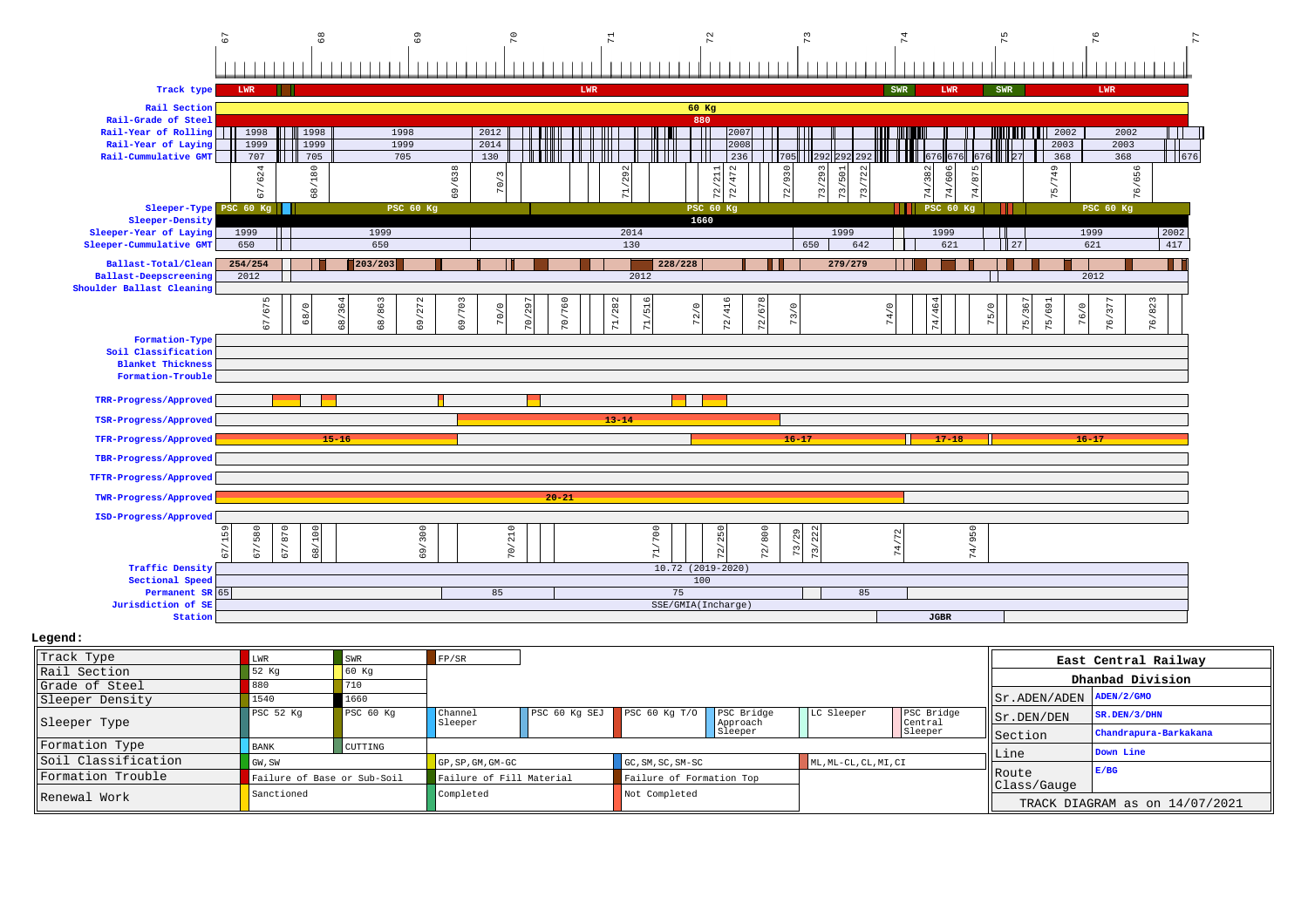67 68 69 70 71 72 73 74 75 76 77

**Track type**: LWR | LWR | SWR | LWR | SWR | LWR

**Rail Section**: 60 Kg

**Rail-Grade of Steel**: 880

**Rail-Year of Rolling**: 1998 | 1998 | 1998 | 2012 | 2007 | 2002 | 2002

**Rail-Year of Laying**: 1999 | 1999 | 1999 | 2014 | 2008 | 2003 | 2003

**Rail-Cummulative GMT**: 707 | 705 | 705 | 130 | 236 | 705 | 292 | 292 | 292 | 676 | 676 | 676 | 27 | 368 | 368 | 676

67/624 68/180 69/638 70/3 71/292 72/211 72/472 72/930 73/293 73/501 73/722 74/382 74/606 74/875 75/749 76/656

**Sleeper-Type**: PSC 60 Kg | PSC 60 Kg | PSC 60 Kg | PSC 60 Kg | PSC 60 Kg

**Sleeper-Density**: 1660

**Sleeper-Year of Laying**: 1999 | 1999 | 2014 | 1999 | 1999 | 1999 | 2002

**Sleeper-Cummulative GMT**: 650 | 650 | 130 | 650 | 642 | 621 | 27 | 621 | 417

**Ballast-Total/Clean**: 254/254 | 203/203 | 228/228 | 279/279

**Ballast-Deepscreening**: 2012 | 2012 | 2012

**Shoulder Ballast Cleaning**

67/675 68/0 68/364 68/863 69/272 69/703 70/0 70/297 70/760 71/282 71/516 72/0 72/416 72/678 73/0 74/0 74/464 75/0 75/367 75/691 76/0 76/377 76/823

**Formation-Type**

**Soil Classification**

**Blanket Thickness**

**Formation-Trouble**

**TRR-Progress/Approved**

**TSR-Progress/Approved**: 13-14

**TFR-Progress/Approved**: 15-16 | 16-17 | 17-18 | 16-17

**TBR-Progress/Approved**

**TFTR-Progress/Approved**

**TWR-Progress/Approved**: 20-21

**ISD-Progress/Approved**

67/159 67/580 67/870 68/100 69/300 70/210 71/700 72/250 72/800 73/29 73/222 74/72 74/950

**Traffic Density**: 10.72 (2019-2020)

**Sectional Speed**: 100

**Permanent SR**: 65 | 85 | 75 | 85

**Jurisdiction of SE**: SSE/GMIA(Incharge)

**Station**: JGBR

**Legend:**

| | | | | | | | |
|---|---|---|---|---|---|---|---|
| Track Type | LWR | SWR | FP/SR | | | | |
| Rail Section | 52 Kg | 60 Kg | | | | | |
| Grade of Steel | 880 | 710 | | | | | |
| Sleeper Density | 1540 | 1660 | | | | | |
| Sleeper Type | PSC 52 Kg | PSC 60 Kg | Channel Sleeper | PSC 60 Kg SEJ | PSC 60 Kg T/O | PSC Bridge Approach Sleeper | LC Sleeper | PSC Bridge Central Sleeper |
| Formation Type | BANK | CUTTING | | | | | |
| Soil Classification | GW, SW | | GP, SP, GM, GM-GC | | GC, SM, SC, SM-SC | | ML, ML-CL, CL, MI, CI |
| Formation Trouble | Failure of Base or Sub-Soil | | Failure of Fill Material | | Failure of Formation Top | | |
| Renewal Work | Sanctioned | | Completed | | Not Completed | | |

| East Central Railway | |
|---|---|
| Dhanbad Division | |
| Sr.ADEN/ADEN | ADEN/2/GMO |
| Sr.DEN/DEN | SR.DEN/3/DHN |
| Section | Chandrapura-Barkakana |
| Line | Down Line |
| Route Class/Gauge | E/BG |
| TRACK DIAGRAM as on 14/07/2021 | |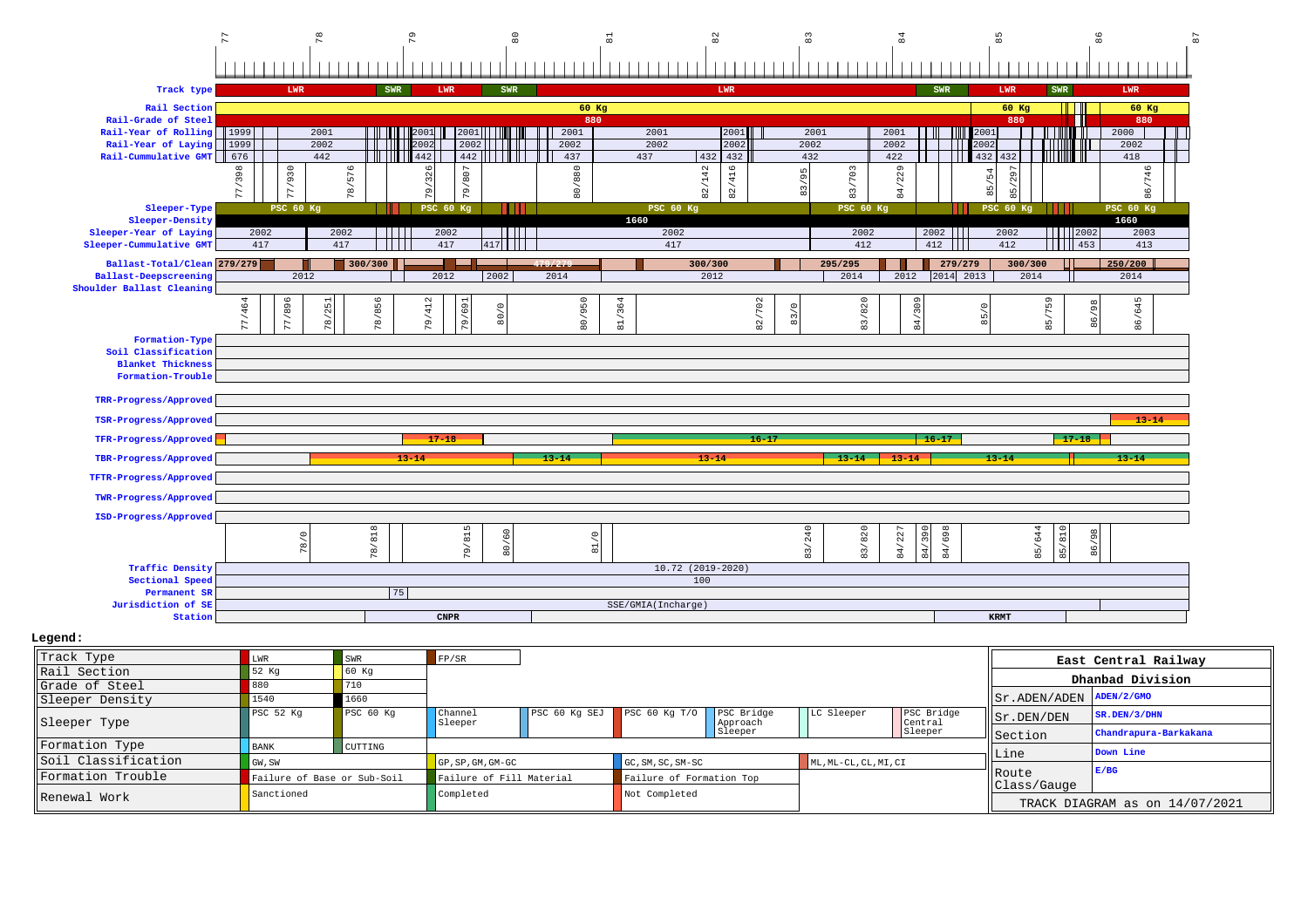77 78 79 80 81 82 83 84 85 86 87

**Track type**: LWR | SWR | LWR | SWR | LWR | SWR | LWR | SWR | LWR

**Rail Section**: 60 Kg | 60 Kg | 60 Kg

**Rail-Grade of Steel**: 880 | 880 | 880

**Rail-Year of Rolling**: 1999 | 2001 | 2001 | 2001 | 2001 | 2001 | 2001 | 2001 | 2001 | 2001 | 2000

**Rail-Year of Laying**: 1999 | 2002 | 2002 | 2002 | 2002 | 2002 | 2002 | 2002 | 2002 | 2002 | 2002

**Rail-Cummulative GMT**: 676 | 442 | 442 | 442 | 437 | 437 | 432 | 432 | 432 | 422 | 432 | 432 | 418

77/398 77/930 78/576 79/326 79/807 80/880 82/142 82/416 83/95 83/703 84/229 85/54 85/297 86/746

**Sleeper-Type**: PSC 60 Kg | PSC 60 Kg | PSC 60 Kg | PSC 60 Kg | PSC 60 Kg | PSC 60 Kg

**Sleeper-Density**: 1660 | 1660

**Sleeper-Year of Laying**: 2002 | 2002 | 2002 | 2002 | 2002 | 2002 | 2002 | 2002 | 2003

**Sleeper-Cummulative GMT**: 417 | 417 | 417 | 417 | 417 | 412 | 412 | 412 | 453 | 413

**Ballast-Total/Clean**: 279/279 | 300/300 | 279/279 | 300/300 | 295/295 | 279/279 | 300/300 | 250/200

**Ballast-Deepscreening**: 2012 | 2012 | 2002 | 2014 | 2012 | 2014 | 2012 | 2014 | 2013 | 2014 | 2014

**Shoulder Ballast Cleaning**

77/464 77/896 78/251 78/856 79/412 79/691 80/0 80/950 81/364 82/702 83/0 83/820 84/309 85/0 85/759 86/98 86/645

**Formation-Type**

**Soil Classification**

**Blanket Thickness**

**Formation-Trouble**

**TRR-Progress/Approved**

**TSR-Progress/Approved**: 13-14

**TFR-Progress/Approved**: 17-18 | 16-17 | 16-17 | 17-18

**TBR-Progress/Approved**: 13-14 | 13-14 | 13-14 | 13-14 | 13-14 | 13-14 | 13-14

**TFTR-Progress/Approved**

**TWR-Progress/Approved**

**ISD-Progress/Approved**

78/0 78/818 79/815 80/60 81/0 83/240 83/820 84/227 84/390 84/698 85/644 85/810 86/98

**Traffic Density**: 10.72 (2019-2020)

**Sectional Speed**: 100

**Permanent SR**: 75

**Jurisdiction of SE**: SSE/GMIA(Incharge)

**Station**: CNPR | KRMT

## Legend:

| | | | | | | | | |
|---|---|---|---|---|---|---|---|---|
| Track Type | LWR | SWR | FP/SR | | | | | |
| Rail Section | 52 Kg | 60 Kg | | | | | | |
| Grade of Steel | 880 | 710 | | | | | | |
| Sleeper Density | 1540 | 1660 | | | | | | |
| Sleeper Type | PSC 52 Kg | PSC 60 Kg | Channel Sleeper | PSC 60 Kg SEJ | PSC 60 Kg T/O | PSC Bridge Approach Sleeper | LC Sleeper | PSC Bridge Central Sleeper |
| Formation Type | BANK | CUTTING | | | | | | |
| Soil Classification | GW,SW | | GP,SP,GM-GC | | GC,SM,SC,SM-SC | | ML,ML-CL,CL,MI,CI | |
| Formation Trouble | Failure of Base or Sub-Soil | | Failure of Fill Material | | Failure of Formation Top | | | |
| Renewal Work | Sanctioned | | Completed | | Not Completed | | | |

| East Central Railway | |
|---|---|
| Dhanbad Division | |
| Sr.ADEN/ADEN | ADEN/2/GMO |
| Sr.DEN/DEN | SR.DEN/3/DHN |
| Section | Chandrapura-Barkakana |
| Line | Down Line |
| Route Class/Gauge | E/BG |
| TRACK DIAGRAM as on 14/07/2021 | |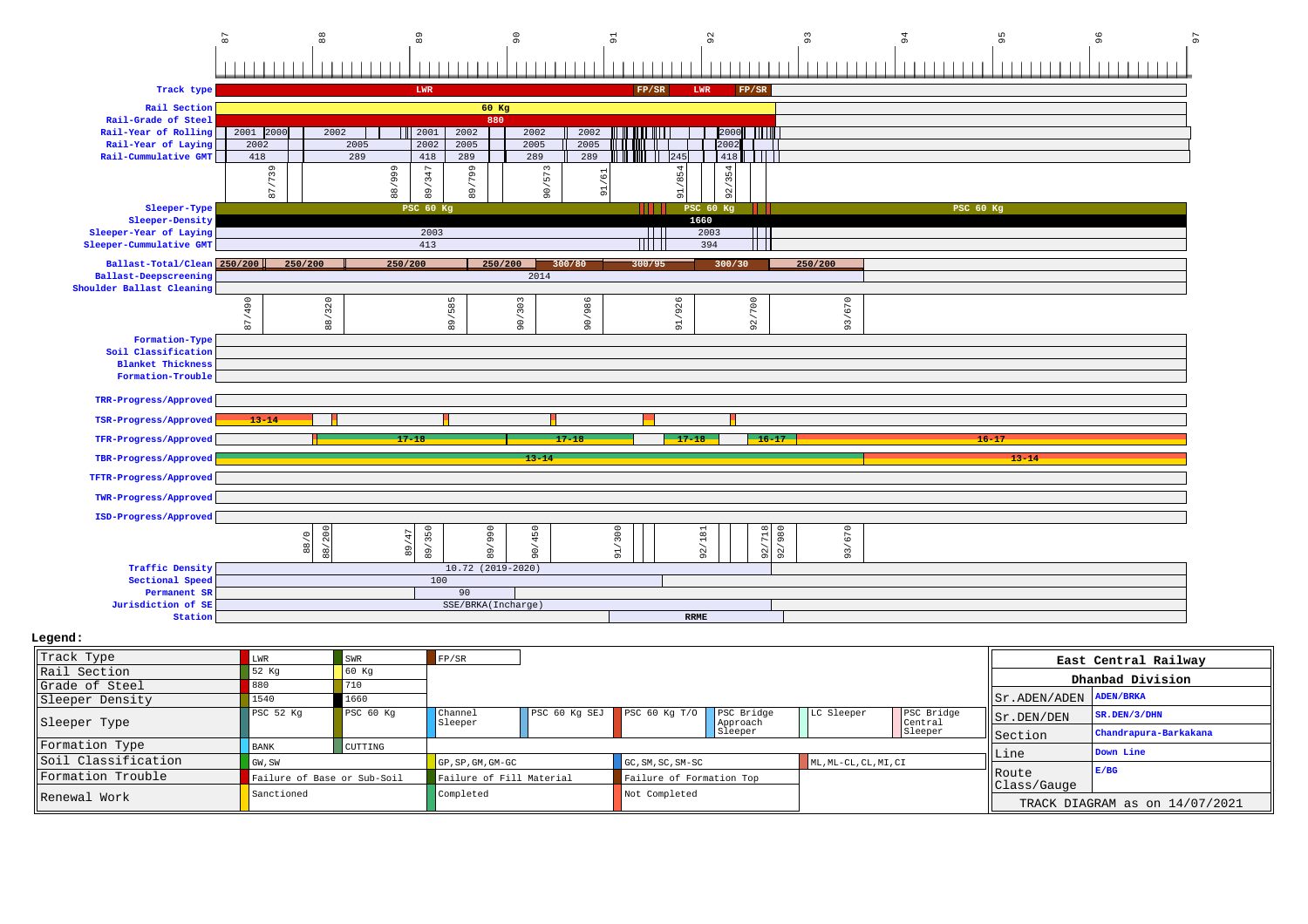87 88 89 90 91 92 93 94 95 96 97

**Track type** LWR FP/SR LWR FP/SR

**Rail Section** 60 Kg

**Rail-Grade of Steel** 880

**Rail-Year of Rolling** 2001 2000 2002 2001 2002 2002 2002 2000

**Rail-Year of Laying** 2002 2005 2002 2005 2005 2005 2002

**Rail-Cummulative GMT** 418 289 418 289 289 289 245 418

87/739 88/999 89/347 89/799 90/573 91/61 91/854 92/354

**Sleeper-Type** PSC 60 Kg PSC 60 Kg PSC 60 Kg

**Sleeper-Density** 1660

**Sleeper-Year of Laying** 2003 2003

**Sleeper-Cummulative GMT** 413 394

**Ballast-Total/Clean** 250/200 250/200 250/200 250/200 300/80 300/95 300/30 250/200

**Ballast-Deepscreening** 2014

**Shoulder Ballast Cleaning**

87/490 88/320 89/585 90/303 90/986 91/926 92/700 93/670

**Formation-Type**

**Soil Classification**

**Blanket Thickness**

**Formation-Trouble**

**TRR-Progress/Approved**

**TSR-Progress/Approved** 13-14

**TFR-Progress/Approved** 17-18 17-18 17-18 16-17 16-17

**TBR-Progress/Approved** 13-14 13-14

**TFTR-Progress/Approved**

**TWR-Progress/Approved**

**ISD-Progress/Approved**

88/0 88/200 89/47 89/350 89/990 90/450 91/300 92/181 92/718 92/980 93/670

**Traffic Density** 10.72 (2019-2020)

**Sectional Speed** 100

**Permanent SR** 90

**Jurisdiction of SE** SSE/BRKA(Incharge)

**Station** RRME

## Legend:

| | | | | | | | | |
|---|---|---|---|---|---|---|---|---|
| Track Type | LWR | SWR | FP/SR | | | | | |
| Rail Section | 52 Kg | 60 Kg | | | | | | |
| Grade of Steel | 880 | 710 | | | | | | |
| Sleeper Density | 1540 | 1660 | | | | | | |
| Sleeper Type | PSC 52 Kg | PSC 60 Kg | Channel Sleeper | PSC 60 Kg SEJ | PSC 60 Kg T/O | PSC Bridge Approach Sleeper | LC Sleeper | PSC Bridge Central Sleeper |
| Formation Type | BANK | CUTTING | | | | | | |
| Soil Classification | GW,SW | | GP,SP,GM,GM-GC | | GC,SM,SC,SM-SC | | ML,ML-CL,CL,MI,CI | |
| Formation Trouble | Failure of Base or Sub-Soil | | Failure of Fill Material | | Failure of Formation Top | | | |
| Renewal Work | Sanctioned | | Completed | | Not Completed | | | |

| East Central Railway | |
|---|---|
| Dhanbad Division | |
| Sr.ADEN/ADEN | ADEN/BRKA |
| Sr.DEN/DEN | SR.DEN/3/DHN |
| Section | Chandrapura-Barkakana |
| Line | Down Line |
| Route Class/Gauge | E/BG |
| TRACK DIAGRAM as on 14/07/2021 | |